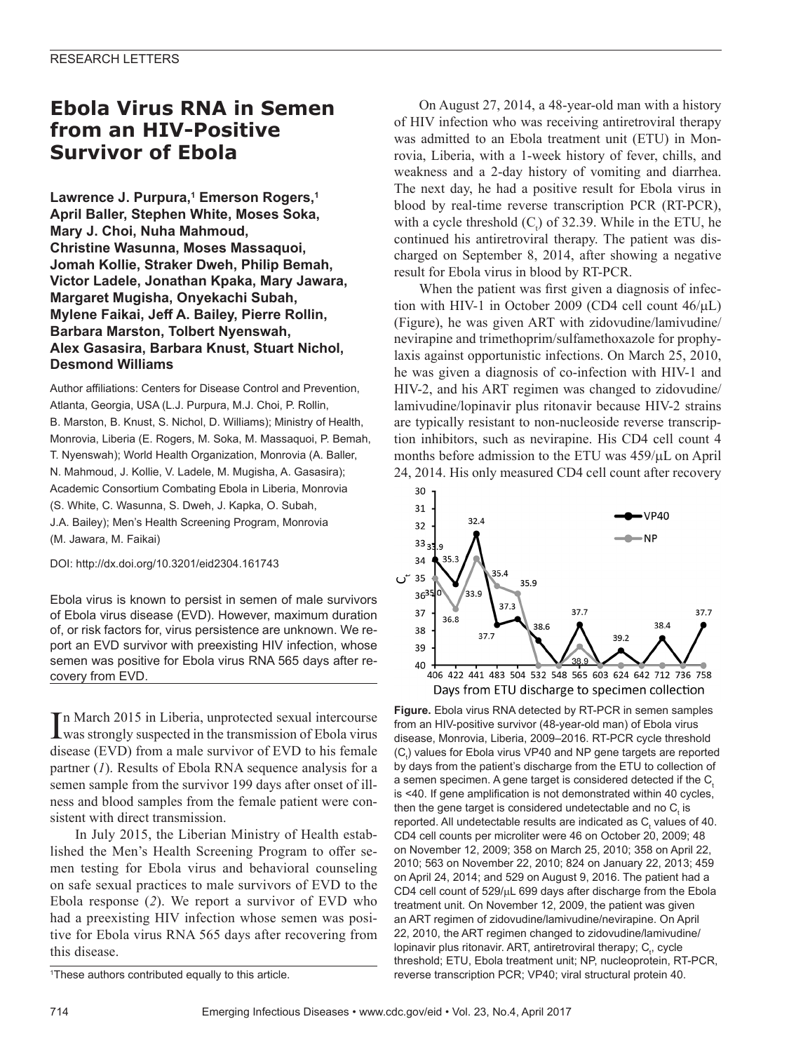RESEARCH LETTERS

# Ebola Virus RNA in Semen from an HIV-Positive Survivor of Ebola

**Lawrence J. Purpura,[1] Emerson Rogers,[1] April Baller, Stephen White, Moses Soka, Mary J. Choi, Nuha Mahmoud, Christine Wasunna, Moses Massaquoi, Jomah Kollie, Straker Dweh, Philip Bemah, Victor Ladele, Jonathan Kpaka, Mary Jawara, Margaret Mugisha, Onyekachi Subah, Mylene Faikai, Jeff A. Bailey, Pierre Rollin, Barbara Marston, Tolbert Nyenswah, Alex Gasasira, Barbara Knust, Stuart Nichol, Desmond Williams**

Author affiliations: Centers for Disease Control and Prevention, Atlanta, Georgia, USA (L.J. Purpura, M.J. Choi, P. Rollin, B. Marston, B. Knust, S. Nichol, D. Williams); Ministry of Health, Monrovia, Liberia (E. Rogers, M. Soka, M. Massaquoi, P. Bemah, T. Nyenswah); World Health Organization, Monrovia (A. Baller, N. Mahmoud, J. Kollie, V. Ladele, M. Mugisha, A. Gasasira); Academic Consortium Combating Ebola in Liberia, Monrovia (S. White, C. Wasunna, S. Dweh, J. Kapka, O. Subah, J.A. Bailey); Men's Health Screening Program, Monrovia (M. Jawara, M. Faikai)

DOI: http://dx.doi.org/10.3201/eid2304.161743

Ebola virus is known to persist in semen of male survivors of Ebola virus disease (EVD). However, maximum duration of, or risk factors for, virus persistence are unknown. We report an EVD survivor with preexisting HIV infection, whose semen was positive for Ebola virus RNA 565 days after recovery from EVD.

In March 2015 in Liberia, unprotected sexual intercourse was strongly suspected in the transmission of Ebola virus disease (EVD) from a male survivor of EVD to his female partner (*1*). Results of Ebola RNA sequence analysis for a semen sample from the survivor 199 days after onset of illness and blood samples from the female patient were consistent with direct transmission.

In July 2015, the Liberian Ministry of Health established the Men's Health Screening Program to offer semen testing for Ebola virus and behavioral counseling on safe sexual practices to male survivors of EVD to the Ebola response (*2*). We report a survivor of EVD who had a preexisting HIV infection whose semen was positive for Ebola virus RNA 565 days after recovering from this disease.

[1]These authors contributed equally to this article.

On August 27, 2014, a 48-year-old man with a history of HIV infection who was receiving antiretroviral therapy was admitted to an Ebola treatment unit (ETU) in Monrovia, Liberia, with a 1-week history of fever, chills, and weakness and a 2-day history of vomiting and diarrhea. The next day, he had a positive result for Ebola virus in blood by real-time reverse transcription PCR (RT-PCR), with a cycle threshold ($C_t$) of 32.39. While in the ETU, he continued his antiretroviral therapy. The patient was discharged on September 8, 2014, after showing a negative result for Ebola virus in blood by RT-PCR.

When the patient was first given a diagnosis of infection with HIV-1 in October 2009 (CD4 cell count 46/μL) (Figure), he was given ART with zidovudine/lamivudine/nevirapine and trimethoprim/sulfamethoxazole for prophylaxis against opportunistic infections. On March 25, 2010, he was given a diagnosis of co-infection with HIV-1 and HIV-2, and his ART regimen was changed to zidovudine/lamivudine/lopinavir plus ritonavir because HIV-2 strains are typically resistant to non-nucleoside reverse transcription inhibitors, such as nevirapine. His CD4 cell count 4 months before admission to the ETU was 459/μL on April 24, 2014. His only measured CD4 cell count after recovery

**Figure.** Ebola virus RNA detected by RT-PCR in semen samples from an HIV-positive survivor (48-year-old man) of Ebola virus disease, Monrovia, Liberia, 2009–2016. RT-PCR cycle threshold ($C_t$) values for Ebola virus VP40 and NP gene targets are reported by days from the patient's discharge from the ETU to collection of a semen specimen. A gene target is considered detected if the $C_t$ is <40. If gene amplification is not demonstrated within 40 cycles, then the gene target is considered undetectable and no $C_t$ is reported. All undetectable results are indicated as $C_t$ values of 40. CD4 cell counts per microliter were 46 on October 20, 2009; 48 on November 12, 2009; 358 on March 25, 2010; 358 on April 22, 2010; 563 on November 22, 2010; 824 on January 22, 2013; 459 on April 24, 2014; and 529 on August 9, 2016. The patient had a CD4 cell count of 529/μL 699 days after discharge from the Ebola treatment unit. On November 12, 2009, the patient was given an ART regimen of zidovudine/lamivudine/nevirapine. On April 22, 2010, the ART regimen changed to zidovudine/lamivudine/lopinavir plus ritonavir. ART, antiretroviral therapy; $C_t$, cycle threshold; ETU, Ebola treatment unit; NP, nucleoprotein, RT-PCR, reverse transcription PCR; VP40; viral structural protein 40.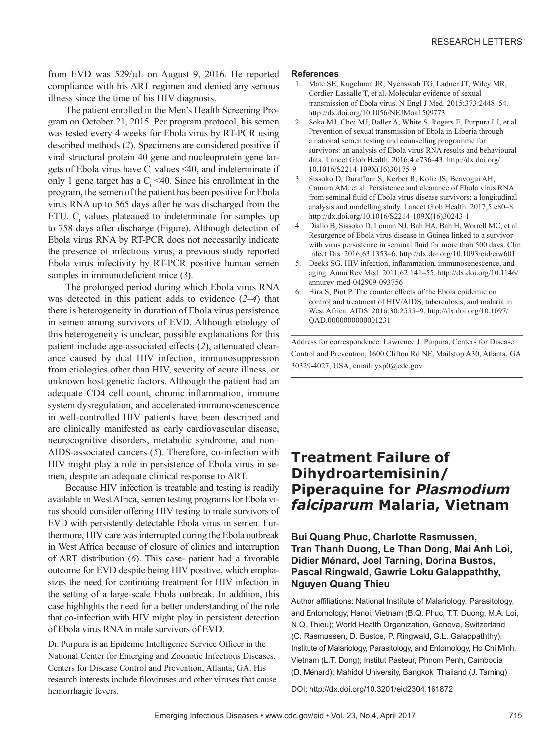from EVD was 529/μL on August 9, 2016. He reported compliance with his ART regimen and denied any serious illness since the time of his HIV diagnosis.

The patient enrolled in the Men's Health Screening Program on October 21, 2015. Per program protocol, his semen was tested every 4 weeks for Ebola virus by RT-PCR using described methods (*2*). Specimens are considered positive if viral structural protein 40 gene and nucleoprotein gene targets of Ebola virus have $C_t$ values <40, and indeterminate if only 1 gene target has a $C_t$ <40. Since his enrollment in the program, the semen of the patient has been positive for Ebola virus RNA up to 565 days after he was discharged from the ETU. $C_t$ values plateaued to indeterminate for samples up to 758 days after discharge (Figure). Although detection of Ebola virus RNA by RT-PCR does not necessarily indicate the presence of infectious virus, a previous study reported Ebola virus infectivity by RT-PCR–positive human semen samples in immunodeficient mice (*3*).

The prolonged period during which Ebola virus RNA was detected in this patient adds to evidence (*2*–*4*) that there is heterogeneity in duration of Ebola virus persistence in semen among survivors of EVD. Although etiology of this heterogeneity is unclear, possible explanations for this patient include age-associated effects (*2*), attenuated clearance caused by dual HIV infection, immunosuppression from etiologies other than HIV, severity of acute illness, or unknown host genetic factors. Although the patient had an adequate CD4 cell count, chronic inflammation, immune system dysregulation, and accelerated immunoscenescence in well-controlled HIV patients have been described and are clinically manifested as early cardiovascular disease, neurocognitive disorders, metabolic syndrome, and non–AIDS-associated cancers (*5*). Therefore, co-infection with HIV might play a role in persistence of Ebola virus in semen, despite an adequate clinical response to ART.

Because HIV infection is treatable and testing is readily available in West Africa, semen testing programs for Ebola virus should consider offering HIV testing to male survivors of EVD with persistently detectable Ebola virus in semen. Furthermore, HIV care was interrupted during the Ebola outbreak in West Africa because of closure of clinics and interruption of ART distribution (*6*). This case- patient had a favorable outcome for EVD despite being HIV positive, which emphasizes the need for continuing treatment for HIV infection in the setting of a large-scale Ebola outbreak. In addition, this case highlights the need for a better understanding of the role that co-infection with HIV might play in persistent detection of Ebola virus RNA in male survivors of EVD.

Dr. Purpura is an Epidemic Intelligence Service Officer in the National Center for Emerging and Zoonotic Infectious Diseases, Centers for Disease Control and Prevention, Atlanta, GA. His research interests include filoviruses and other viruses that cause hemorrhagic fevers.

### References

1. Mate SE, Kugelman JR, Nyenswah TG, Ladner JT, Wiley MR, Cordier-Lassalle T, et al. Molecular evidence of sexual transmission of Ebola virus. N Engl J Med. 2015;373:2448–54. http://dx.doi.org/10.1056/NEJMoa1509773
2. Soka MJ, Choi MJ, Baller A, White S, Rogers E, Purpura LJ, et al. Prevention of sexual transmission of Ebola in Liberia through a national semen testing and counselling programme for survivors: an analysis of Ebola virus RNA results and behavioural data. Lancet Glob Health. 2016;4:e736–43. http://dx.doi.org/10.1016/S2214-109X(16)30175-9
3. Sissoko D, Duraffour S, Kerber R, Kolie JS, Beavogui AH, Camara AM, et al. Persistence and clearance of Ebola virus RNA from seminal fluid of Ebola virus disease survivors: a longitudinal analysis and modelling study. Lancet Glob Health. 2017;5:e80–8. http://dx.doi.org/10.1016/S2214-109X(16)30243-1
4. Diallo B, Sissoko D, Loman NJ, Bah HA, Bah H, Worrell MC, et al. Resurgence of Ebola virus disease in Guinea linked to a survivor with virus persistence in seminal fluid for more than 500 days. Clin Infect Dis. 2016;63:1353–6. http://dx.doi.org/10.1093/cid/ciw601
5. Deeks SG. HIV infection, inflammation, immunosenescence, and aging. Annu Rev Med. 2011;62:141–55. http://dx.doi.org/10.1146/annurev-med-042909-093756
6. Hira S, Piot P. The counter effects of the Ebola epidemic on control and treatment of HIV/AIDS, tuberculosis, and malaria in West Africa. AIDS. 2016;30:2555–9. http://dx.doi.org/10.1097/QAD.0000000000001231

Address for correspondence: Lawrence J. Purpura, Centers for Disease Control and Prevention, 1600 Clifton Rd NE, Mailstop A30, Atlanta, GA 30329-4027, USA; email: yxp0@cdc.gov

# Treatment Failure of Dihydroartemisinin/Piperaquine for *Plasmodium falciparum* Malaria, Vietnam

**Bui Quang Phuc, Charlotte Rasmussen, Tran Thanh Duong, Le Than Dong, Mai Anh Loi, Didier Ménard, Joel Tarning, Dorina Bustos, Pascal Ringwald, Gawrie Loku Galappaththy, Nguyen Quang Thieu**

Author affiliations: National Institute of Malariology, Parasitology, and Entomology, Hanoi, Vietnam (B.Q. Phuc, T.T. Duong, M.A. Loi, N.Q. Thieu); World Health Organization, Geneva, Switzerland (C. Rasmussen, D. Bustos, P. Ringwald, G.L. Galappaththy); Institute of Malariology, Parasitology, and Entomology, Ho Chi Minh, Vietnam (L.T. Dong); Institut Pasteur, Phnom Penh, Cambodia (D. Ménard); Mahidol University, Bangkok, Thailand (J. Tarning)

DOI: http://dx.doi.org/10.3201/eid2304.161872